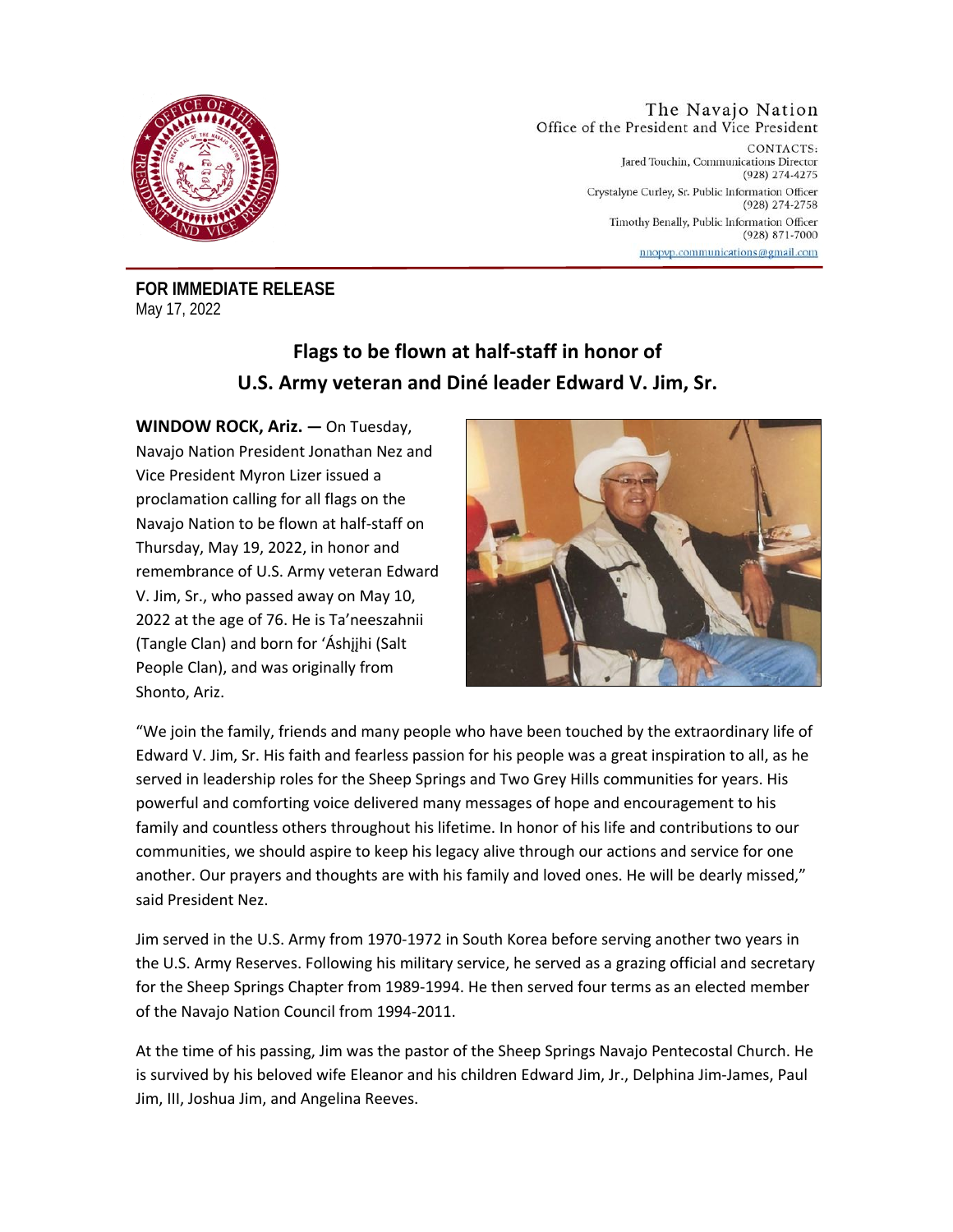The Navajo Nation
Office of the President and Vice President

CONTACTS:
Jared Touchin, Communications Director
(928) 274-4275
Crystalyne Curley, Sr. Public Information Officer
(928) 274-2758
Timothy Benally, Public Information Officer
(928) 871-7000
nnopvp.communications@gmail.com

**FOR IMMEDIATE RELEASE**
May 17, 2022

## Flags to be flown at half-staff in honor of U.S. Army veteran and Diné leader Edward V. Jim, Sr.

**WINDOW ROCK, Ariz. —** On Tuesday, Navajo Nation President Jonathan Nez and Vice President Myron Lizer issued a proclamation calling for all flags on the Navajo Nation to be flown at half-staff on Thursday, May 19, 2022, in honor and remembrance of U.S. Army veteran Edward V. Jim, Sr., who passed away on May 10, 2022 at the age of 76. He is Ta'neeszahnii (Tangle Clan) and born for 'Áshįįhi (Salt People Clan), and was originally from Shonto, Ariz.

"We join the family, friends and many people who have been touched by the extraordinary life of Edward V. Jim, Sr. His faith and fearless passion for his people was a great inspiration to all, as he served in leadership roles for the Sheep Springs and Two Grey Hills communities for years. His powerful and comforting voice delivered many messages of hope and encouragement to his family and countless others throughout his lifetime. In honor of his life and contributions to our communities, we should aspire to keep his legacy alive through our actions and service for one another. Our prayers and thoughts are with his family and loved ones. He will be dearly missed," said President Nez.

Jim served in the U.S. Army from 1970-1972 in South Korea before serving another two years in the U.S. Army Reserves. Following his military service, he served as a grazing official and secretary for the Sheep Springs Chapter from 1989-1994. He then served four terms as an elected member of the Navajo Nation Council from 1994-2011.

At the time of his passing, Jim was the pastor of the Sheep Springs Navajo Pentecostal Church. He is survived by his beloved wife Eleanor and his children Edward Jim, Jr., Delphina Jim-James, Paul Jim, III, Joshua Jim, and Angelina Reeves.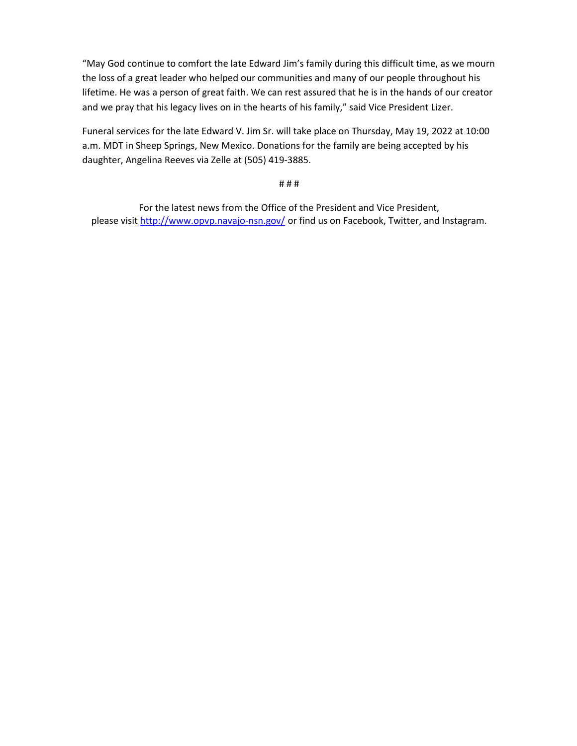"May God continue to comfort the late Edward Jim's family during this difficult time, as we mourn the loss of a great leader who helped our communities and many of our people throughout his lifetime. He was a person of great faith. We can rest assured that he is in the hands of our creator and we pray that his legacy lives on in the hearts of his family," said Vice President Lizer.

Funeral services for the late Edward V. Jim Sr. will take place on Thursday, May 19, 2022 at 10:00 a.m. MDT in Sheep Springs, New Mexico. Donations for the family are being accepted by his daughter, Angelina Reeves via Zelle at (505) 419-3885.

# # #

For the latest news from the Office of the President and Vice President, please visit [http://www.opvp.navajo-nsn.gov/](http://www.opvp.navajo-nsn.gov/) or find us on Facebook, Twitter, and Instagram.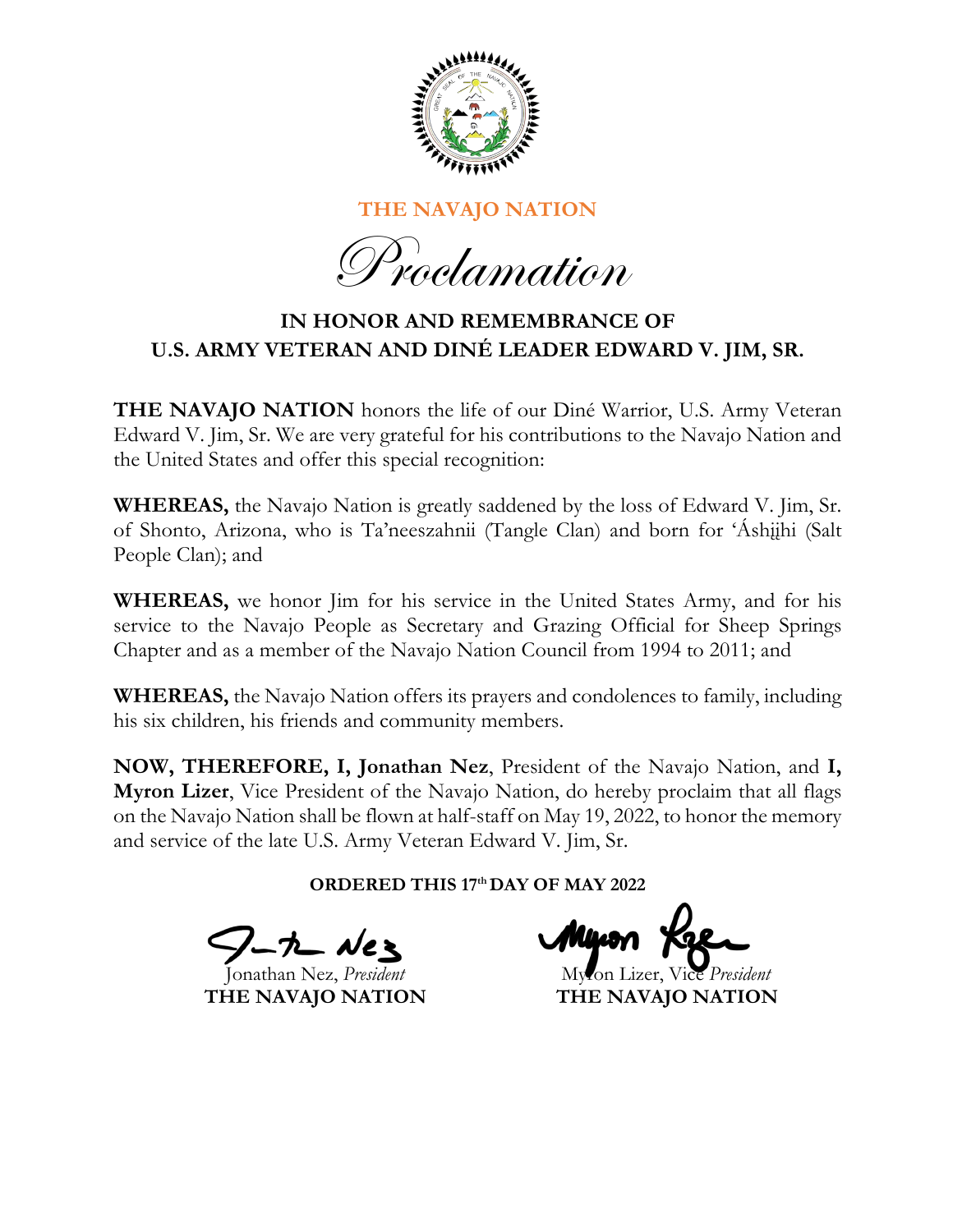THE NAVAJO NATION

# Proclamation

## IN HONOR AND REMEMBRANCE OF U.S. ARMY VETERAN AND DINÉ LEADER EDWARD V. JIM, SR.

**THE NAVAJO NATION** honors the life of our Diné Warrior, U.S. Army Veteran Edward V. Jim, Sr. We are very grateful for his contributions to the Navajo Nation and the United States and offer this special recognition:

**WHEREAS,** the Navajo Nation is greatly saddened by the loss of Edward V. Jim, Sr. of Shonto, Arizona, who is Ta'neeszahnii (Tangle Clan) and born for 'Áshįįhi (Salt People Clan); and

**WHEREAS,** we honor Jim for his service in the United States Army, and for his service to the Navajo People as Secretary and Grazing Official for Sheep Springs Chapter and as a member of the Navajo Nation Council from 1994 to 2011; and

**WHEREAS,** the Navajo Nation offers its prayers and condolences to family, including his six children, his friends and community members.

**NOW, THEREFORE, I, Jonathan Nez**, President of the Navajo Nation, and **I, Myron Lizer**, Vice President of the Navajo Nation, do hereby proclaim that all flags on the Navajo Nation shall be flown at half-staff on May 19, 2022, to honor the memory and service of the late U.S. Army Veteran Edward V. Jim, Sr.

**ORDERED THIS 17th DAY OF MAY 2022**

Jonathan Nez, *President*
**THE NAVAJO NATION**

Myron Lizer, Vice *President*
**THE NAVAJO NATION**